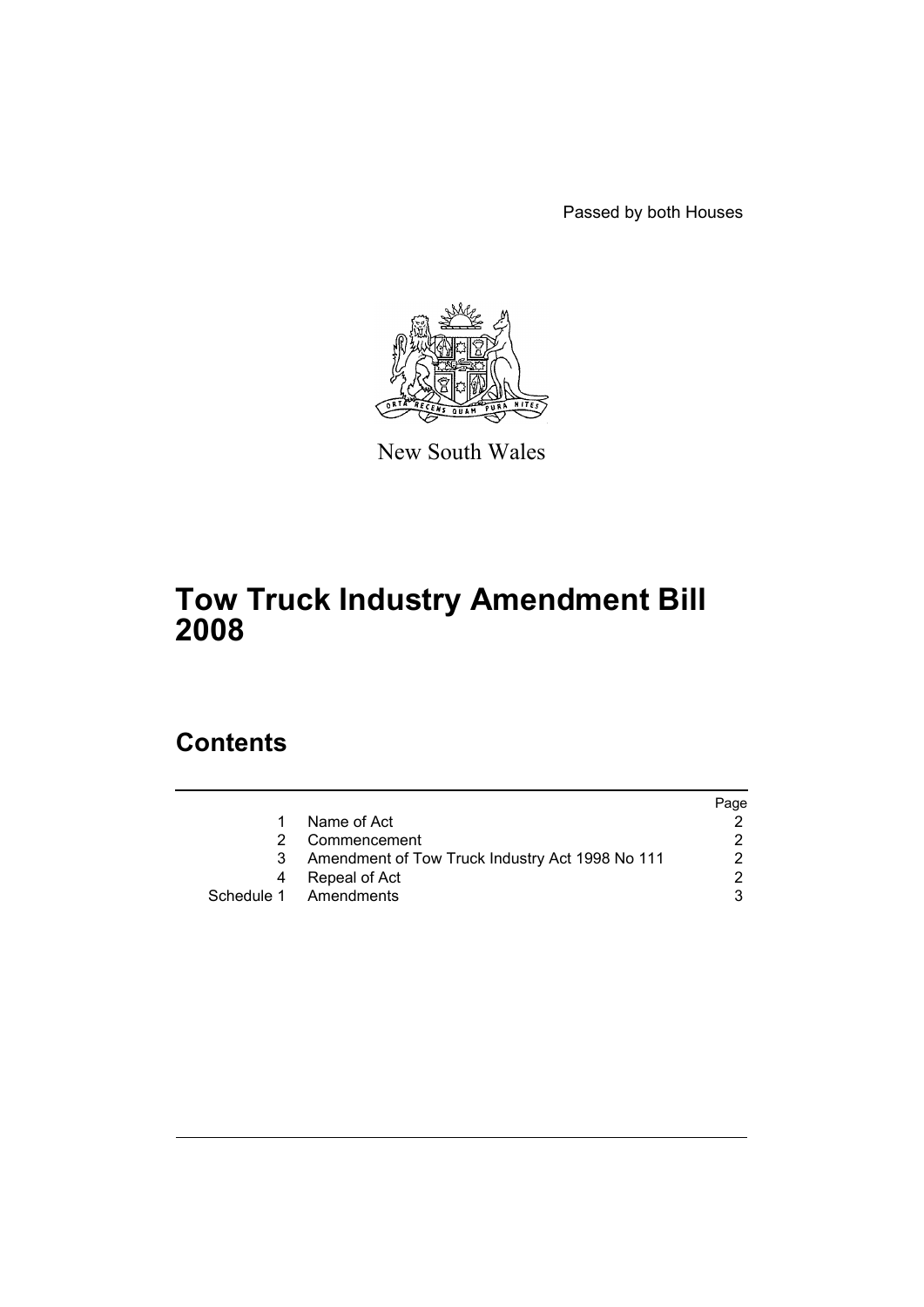Passed by both Houses

New South Wales

# Tow Truck Industry Amendment Bill 2008

## Contents

| | | Page |
|---|---|---|
| 1 | Name of Act | 2 |
| 2 | Commencement | 2 |
| 3 | Amendment of Tow Truck Industry Act 1998 No 111 | 2 |
| 4 | Repeal of Act | 2 |
| Schedule 1 | Amendments | 3 |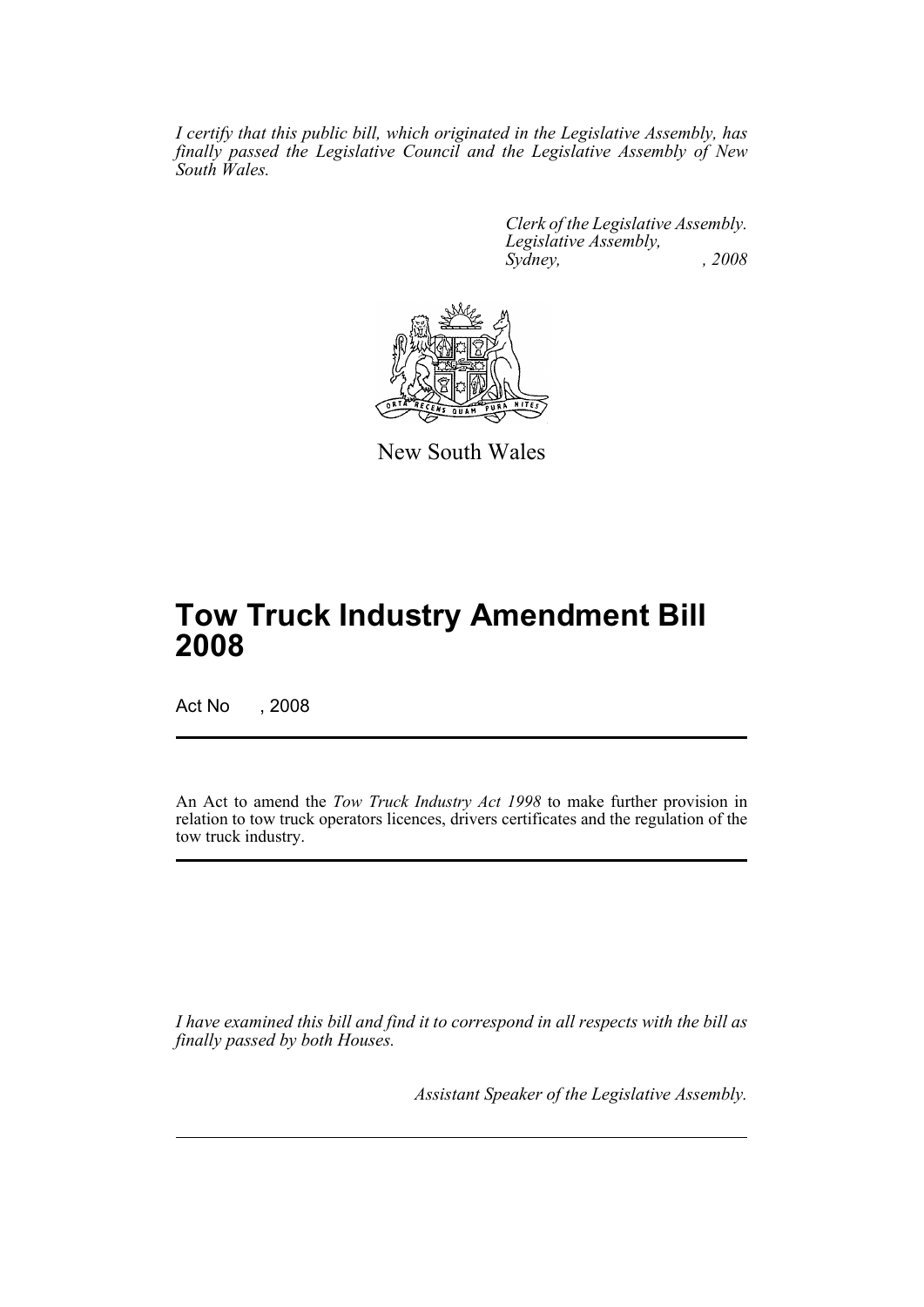*I certify that this public bill, which originated in the Legislative Assembly, has finally passed the Legislative Council and the Legislative Assembly of New South Wales.*

*Clerk of the Legislative Assembly.*
*Legislative Assembly,*
*Sydney, , 2008*

New South Wales

# Tow Truck Industry Amendment Bill 2008

Act No , 2008

An Act to amend the *Tow Truck Industry Act 1998* to make further provision in relation to tow truck operators licences, drivers certificates and the regulation of the tow truck industry.

*I have examined this bill and find it to correspond in all respects with the bill as finally passed by both Houses.*

*Assistant Speaker of the Legislative Assembly.*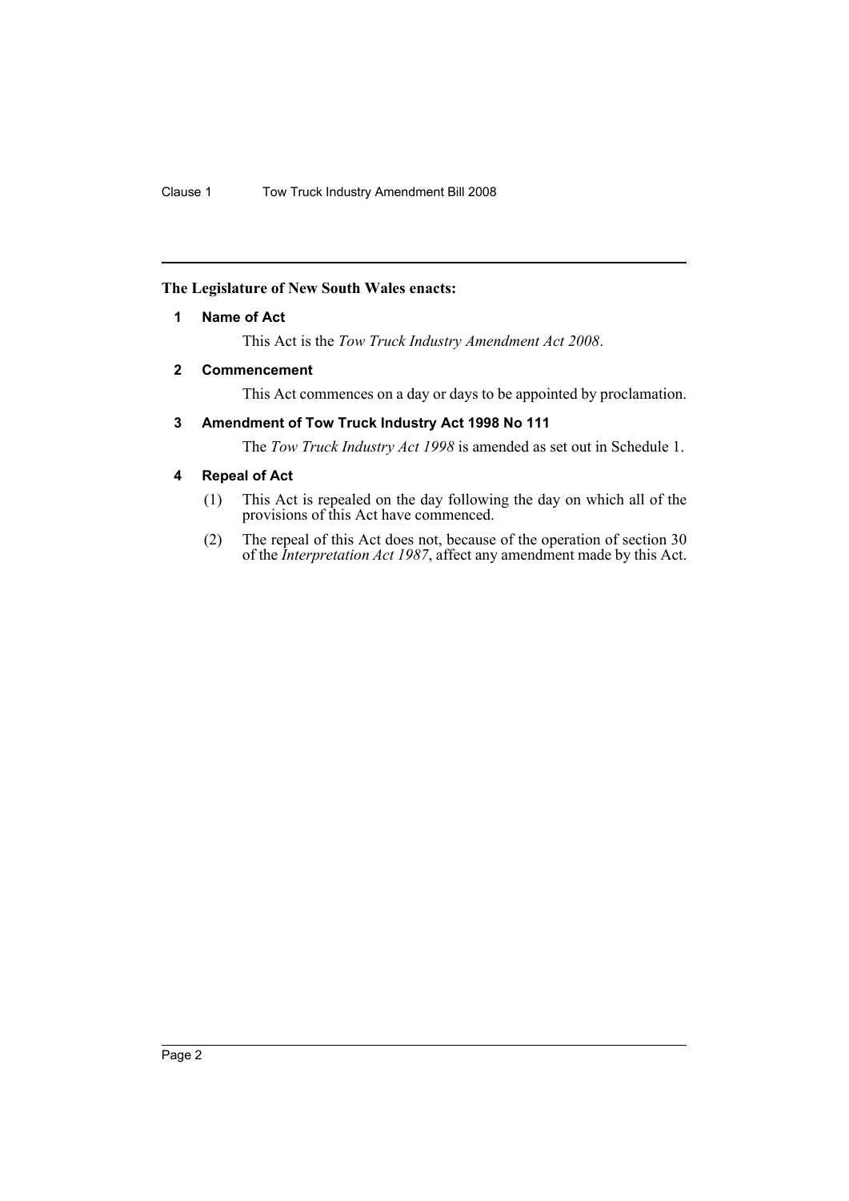**The Legislature of New South Wales enacts:**

### 1 Name of Act

This Act is the *Tow Truck Industry Amendment Act 2008*.

### 2 Commencement

This Act commences on a day or days to be appointed by proclamation.

### 3 Amendment of Tow Truck Industry Act 1998 No 111

The *Tow Truck Industry Act 1998* is amended as set out in Schedule 1.

### 4 Repeal of Act

(1) This Act is repealed on the day following the day on which all of the provisions of this Act have commenced.

(2) The repeal of this Act does not, because of the operation of section 30 of the *Interpretation Act 1987*, affect any amendment made by this Act.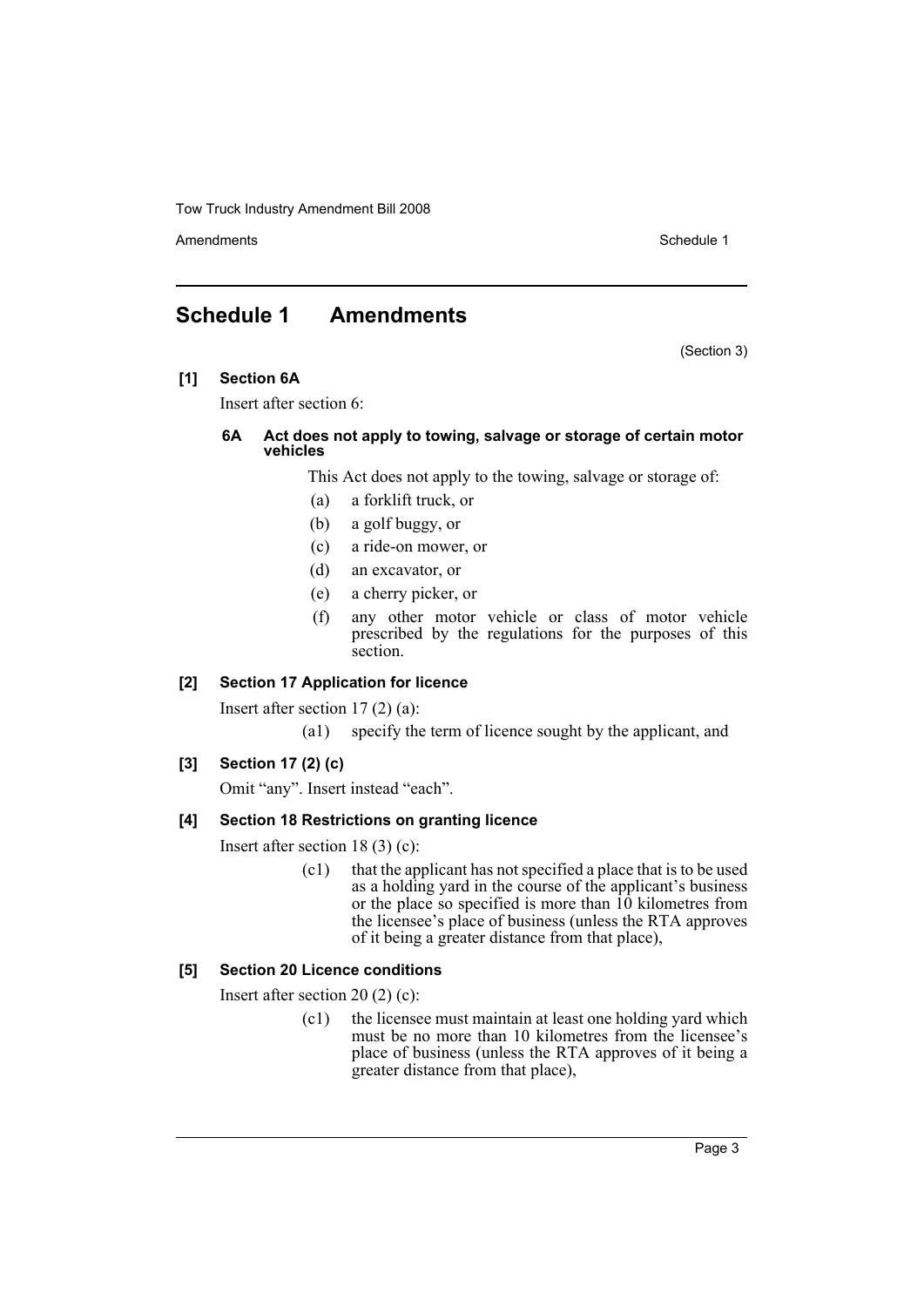# Schedule 1 Amendments

(Section 3)

**[1] Section 6A**

Insert after section 6:

**6A Act does not apply to towing, salvage or storage of certain motor vehicles**

This Act does not apply to the towing, salvage or storage of:

- (a) a forklift truck, or
- (b) a golf buggy, or
- (c) a ride-on mower, or
- (d) an excavator, or
- (e) a cherry picker, or
- (f) any other motor vehicle or class of motor vehicle prescribed by the regulations for the purposes of this section.

**[2] Section 17 Application for licence**

Insert after section 17 (2) (a):

- (a1) specify the term of licence sought by the applicant, and

**[3] Section 17 (2) (c)**

Omit "any". Insert instead "each".

**[4] Section 18 Restrictions on granting licence**

Insert after section 18 (3) (c):

- (c1) that the applicant has not specified a place that is to be used as a holding yard in the course of the applicant's business or the place so specified is more than 10 kilometres from the licensee's place of business (unless the RTA approves of it being a greater distance from that place),

**[5] Section 20 Licence conditions**

Insert after section 20 (2) (c):

- (c1) the licensee must maintain at least one holding yard which must be no more than 10 kilometres from the licensee's place of business (unless the RTA approves of it being a greater distance from that place),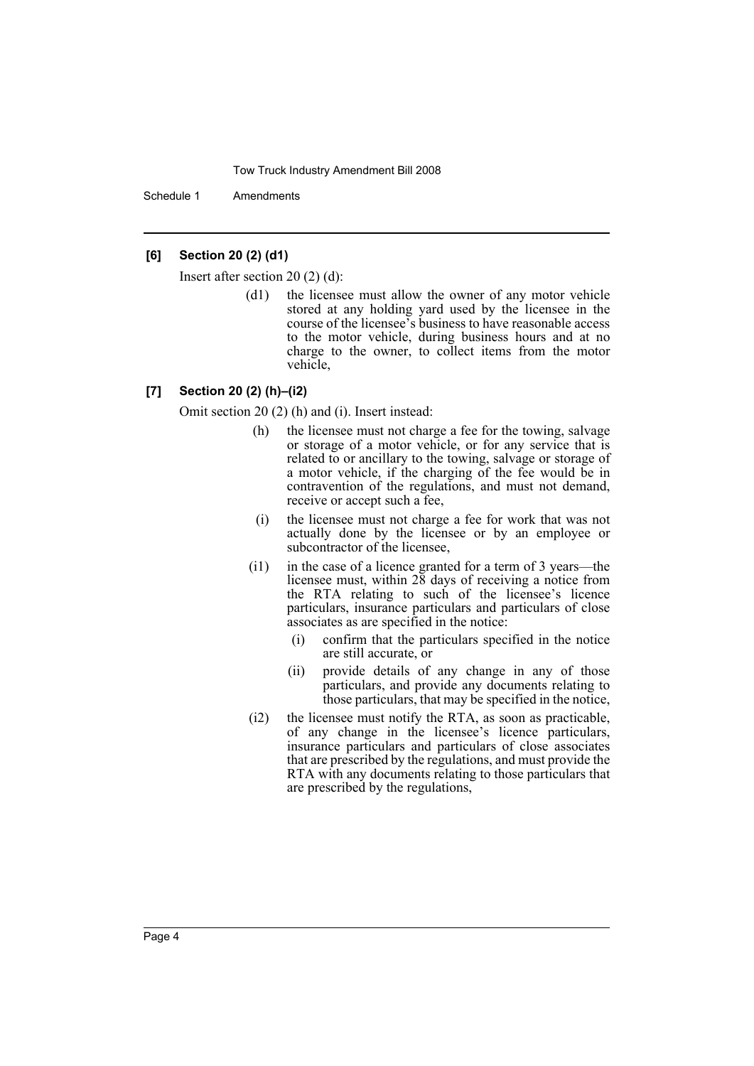**[6] Section 20 (2) (d1)**

Insert after section 20 (2) (d):

> (d1) the licensee must allow the owner of any motor vehicle stored at any holding yard used by the licensee in the course of the licensee's business to have reasonable access to the motor vehicle, during business hours and at no charge to the owner, to collect items from the motor vehicle,

**[7] Section 20 (2) (h)–(i2)**

Omit section 20 (2) (h) and (i). Insert instead:

> (h) the licensee must not charge a fee for the towing, salvage or storage of a motor vehicle, or for any service that is related to or ancillary to the towing, salvage or storage of a motor vehicle, if the charging of the fee would be in contravention of the regulations, and must not demand, receive or accept such a fee,
>
> (i) the licensee must not charge a fee for work that was not actually done by the licensee or by an employee or subcontractor of the licensee,
>
> (i1) in the case of a licence granted for a term of 3 years—the licensee must, within 28 days of receiving a notice from the RTA relating to such of the licensee's licence particulars, insurance particulars and particulars of close associates as are specified in the notice:
>
> > (i) confirm that the particulars specified in the notice are still accurate, or
> >
> > (ii) provide details of any change in any of those particulars, and provide any documents relating to those particulars, that may be specified in the notice,
>
> (i2) the licensee must notify the RTA, as soon as practicable, of any change in the licensee's licence particulars, insurance particulars and particulars of close associates that are prescribed by the regulations, and must provide the RTA with any documents relating to those particulars that are prescribed by the regulations,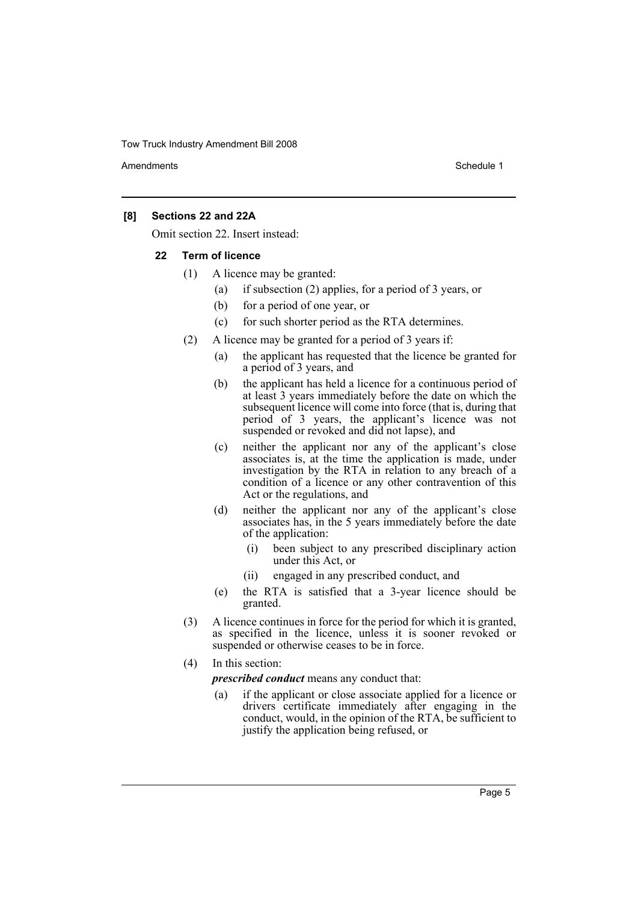**[8] Sections 22 and 22A**

Omit section 22. Insert instead:

**22 Term of licence**

(1) A licence may be granted:

(a) if subsection (2) applies, for a period of 3 years, or

(b) for a period of one year, or

(c) for such shorter period as the RTA determines.

(2) A licence may be granted for a period of 3 years if:

(a) the applicant has requested that the licence be granted for a period of 3 years, and

(b) the applicant has held a licence for a continuous period of at least 3 years immediately before the date on which the subsequent licence will come into force (that is, during that period of 3 years, the applicant's licence was not suspended or revoked and did not lapse), and

(c) neither the applicant nor any of the applicant's close associates is, at the time the application is made, under investigation by the RTA in relation to any breach of a condition of a licence or any other contravention of this Act or the regulations, and

(d) neither the applicant nor any of the applicant's close associates has, in the 5 years immediately before the date of the application:

(i) been subject to any prescribed disciplinary action under this Act, or

(ii) engaged in any prescribed conduct, and

(e) the RTA is satisfied that a 3-year licence should be granted.

(3) A licence continues in force for the period for which it is granted, as specified in the licence, unless it is sooner revoked or suspended or otherwise ceases to be in force.

(4) In this section:

***prescribed conduct*** means any conduct that:

(a) if the applicant or close associate applied for a licence or drivers certificate immediately after engaging in the conduct, would, in the opinion of the RTA, be sufficient to justify the application being refused, or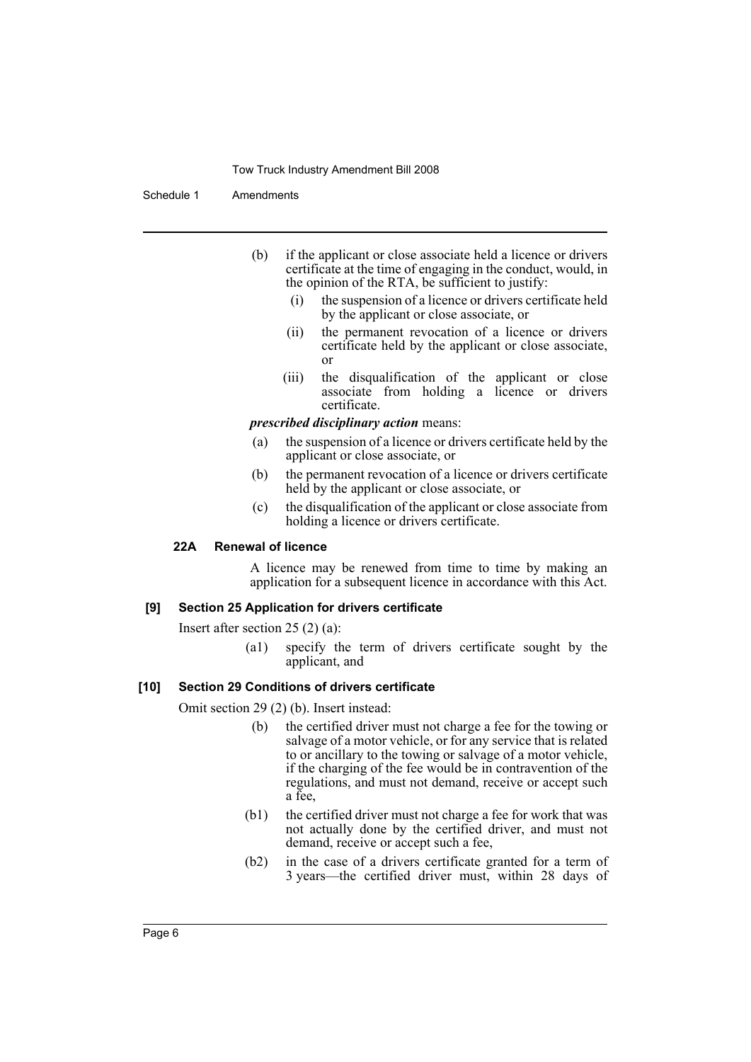(b) if the applicant or close associate held a licence or drivers certificate at the time of engaging in the conduct, would, in the opinion of the RTA, be sufficient to justify:

(i) the suspension of a licence or drivers certificate held by the applicant or close associate, or

(ii) the permanent revocation of a licence or drivers certificate held by the applicant or close associate, or

(iii) the disqualification of the applicant or close associate from holding a licence or drivers certificate.

***prescribed disciplinary action*** means:

(a) the suspension of a licence or drivers certificate held by the applicant or close associate, or

(b) the permanent revocation of a licence or drivers certificate held by the applicant or close associate, or

(c) the disqualification of the applicant or close associate from holding a licence or drivers certificate.

#### 22A Renewal of licence

A licence may be renewed from time to time by making an application for a subsequent licence in accordance with this Act.

### [9] Section 25 Application for drivers certificate

Insert after section 25 (2) (a):

(a1) specify the term of drivers certificate sought by the applicant, and

### [10] Section 29 Conditions of drivers certificate

Omit section 29 (2) (b). Insert instead:

(b) the certified driver must not charge a fee for the towing or salvage of a motor vehicle, or for any service that is related to or ancillary to the towing or salvage of a motor vehicle, if the charging of the fee would be in contravention of the regulations, and must not demand, receive or accept such a fee,

(b1) the certified driver must not charge a fee for work that was not actually done by the certified driver, and must not demand, receive or accept such a fee,

(b2) in the case of a drivers certificate granted for a term of 3 years—the certified driver must, within 28 days of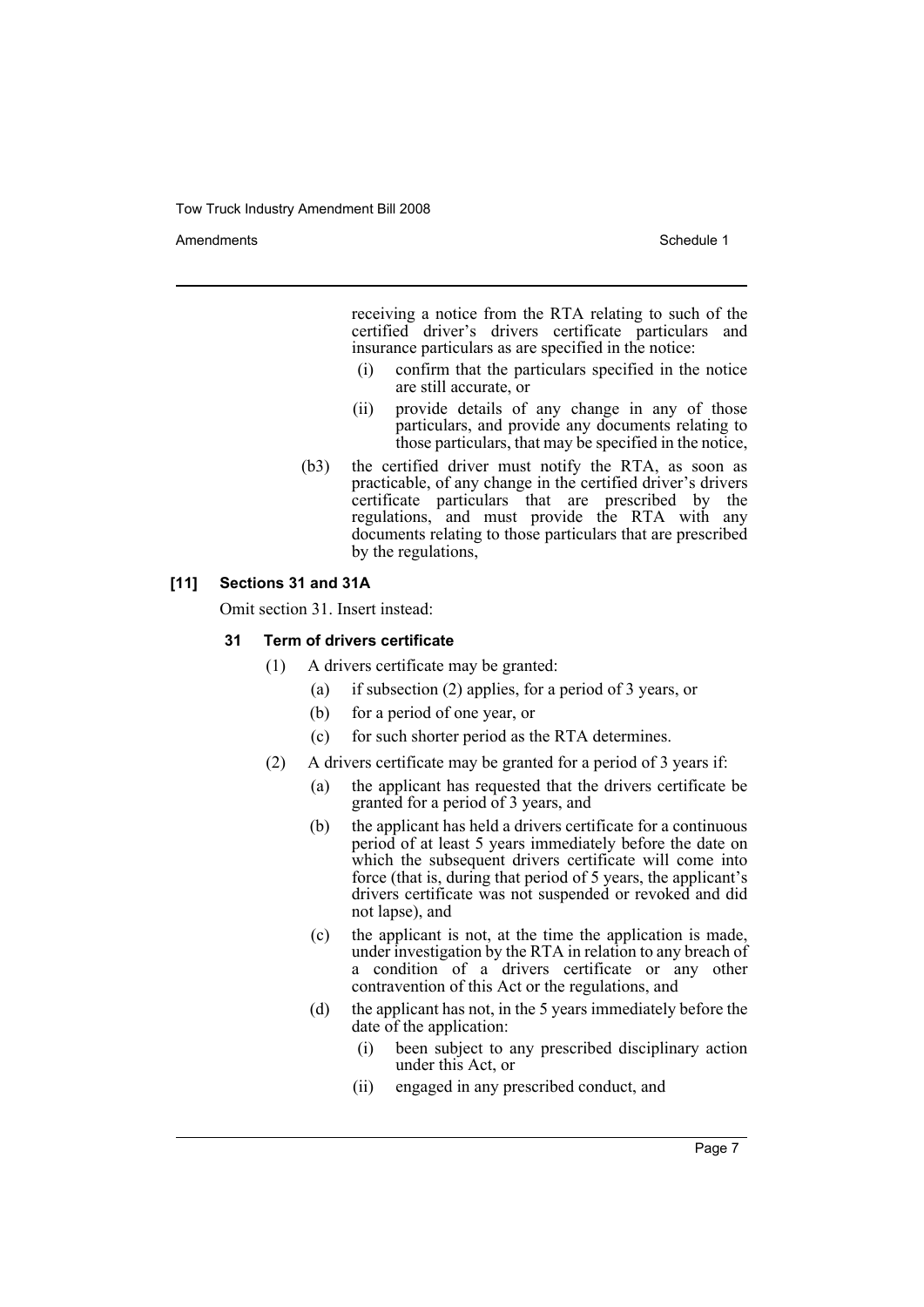receiving a notice from the RTA relating to such of the certified driver's drivers certificate particulars and insurance particulars as are specified in the notice:

- (i) confirm that the particulars specified in the notice are still accurate, or
- (ii) provide details of any change in any of those particulars, and provide any documents relating to those particulars, that may be specified in the notice,

(b3) the certified driver must notify the RTA, as soon as practicable, of any change in the certified driver's drivers certificate particulars that are prescribed by the regulations, and must provide the RTA with any documents relating to those particulars that are prescribed by the regulations,

### [11] Sections 31 and 31A

Omit section 31. Insert instead:

#### 31 Term of drivers certificate

(1) A drivers certificate may be granted:

- (a) if subsection (2) applies, for a period of 3 years, or
- (b) for a period of one year, or
- (c) for such shorter period as the RTA determines.

(2) A drivers certificate may be granted for a period of 3 years if:

- (a) the applicant has requested that the drivers certificate be granted for a period of 3 years, and
- (b) the applicant has held a drivers certificate for a continuous period of at least 5 years immediately before the date on which the subsequent drivers certificate will come into force (that is, during that period of 5 years, the applicant's drivers certificate was not suspended or revoked and did not lapse), and
- (c) the applicant is not, at the time the application is made, under investigation by the RTA in relation to any breach of a condition of a drivers certificate or any other contravention of this Act or the regulations, and
- (d) the applicant has not, in the 5 years immediately before the date of the application:
  - (i) been subject to any prescribed disciplinary action under this Act, or
  - (ii) engaged in any prescribed conduct, and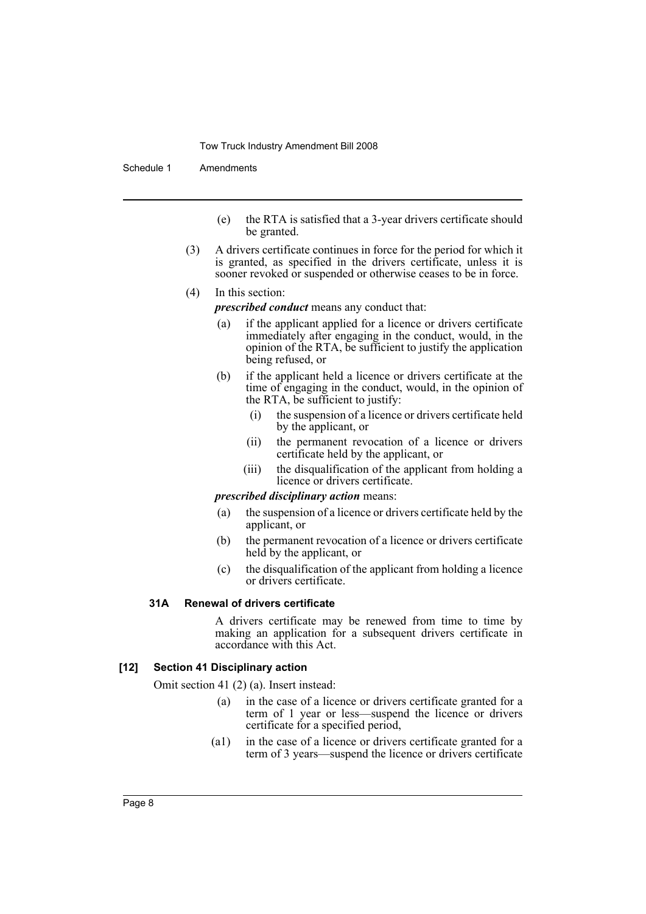(e) the RTA is satisfied that a 3-year drivers certificate should be granted.

(3) A drivers certificate continues in force for the period for which it is granted, as specified in the drivers certificate, unless it is sooner revoked or suspended or otherwise ceases to be in force.

(4) In this section:

***prescribed conduct*** means any conduct that:

(a) if the applicant applied for a licence or drivers certificate immediately after engaging in the conduct, would, in the opinion of the RTA, be sufficient to justify the application being refused, or

(b) if the applicant held a licence or drivers certificate at the time of engaging in the conduct, would, in the opinion of the RTA, be sufficient to justify:

(i) the suspension of a licence or drivers certificate held by the applicant, or

(ii) the permanent revocation of a licence or drivers certificate held by the applicant, or

(iii) the disqualification of the applicant from holding a licence or drivers certificate.

***prescribed disciplinary action*** means:

(a) the suspension of a licence or drivers certificate held by the applicant, or

(b) the permanent revocation of a licence or drivers certificate held by the applicant, or

(c) the disqualification of the applicant from holding a licence or drivers certificate.

#### 31A Renewal of drivers certificate

A drivers certificate may be renewed from time to time by making an application for a subsequent drivers certificate in accordance with this Act.

### [12] Section 41 Disciplinary action

Omit section 41 (2) (a). Insert instead:

(a) in the case of a licence or drivers certificate granted for a term of 1 year or less—suspend the licence or drivers certificate for a specified period,

(a1) in the case of a licence or drivers certificate granted for a term of 3 years—suspend the licence or drivers certificate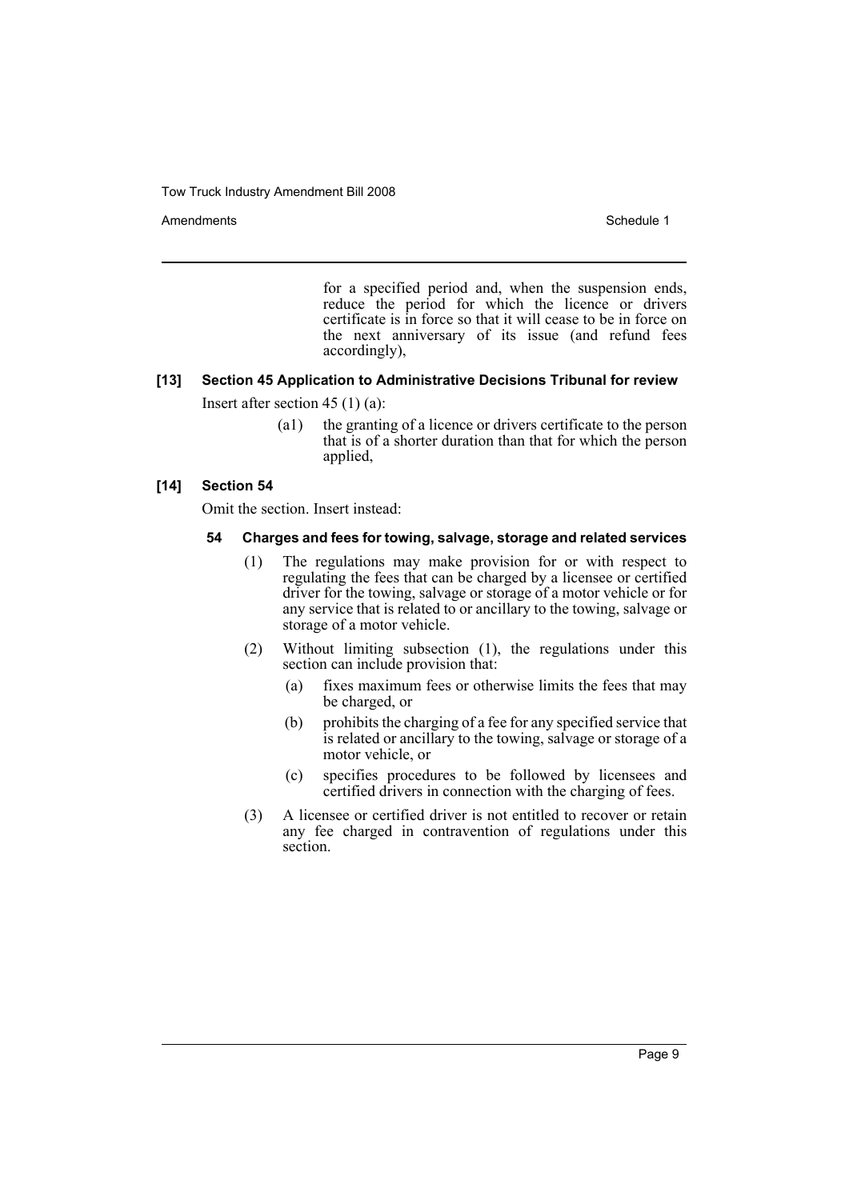for a specified period and, when the suspension ends, reduce the period for which the licence or drivers certificate is in force so that it will cease to be in force on the next anniversary of its issue (and refund fees accordingly),

**[13] Section 45 Application to Administrative Decisions Tribunal for review**

Insert after section 45 (1) (a):

(a1) the granting of a licence or drivers certificate to the person that is of a shorter duration than that for which the person applied,

**[14] Section 54**

Omit the section. Insert instead:

**54 Charges and fees for towing, salvage, storage and related services**

(1) The regulations may make provision for or with respect to regulating the fees that can be charged by a licensee or certified driver for the towing, salvage or storage of a motor vehicle or for any service that is related to or ancillary to the towing, salvage or storage of a motor vehicle.

(2) Without limiting subsection (1), the regulations under this section can include provision that:

(a) fixes maximum fees or otherwise limits the fees that may be charged, or

(b) prohibits the charging of a fee for any specified service that is related or ancillary to the towing, salvage or storage of a motor vehicle, or

(c) specifies procedures to be followed by licensees and certified drivers in connection with the charging of fees.

(3) A licensee or certified driver is not entitled to recover or retain any fee charged in contravention of regulations under this section.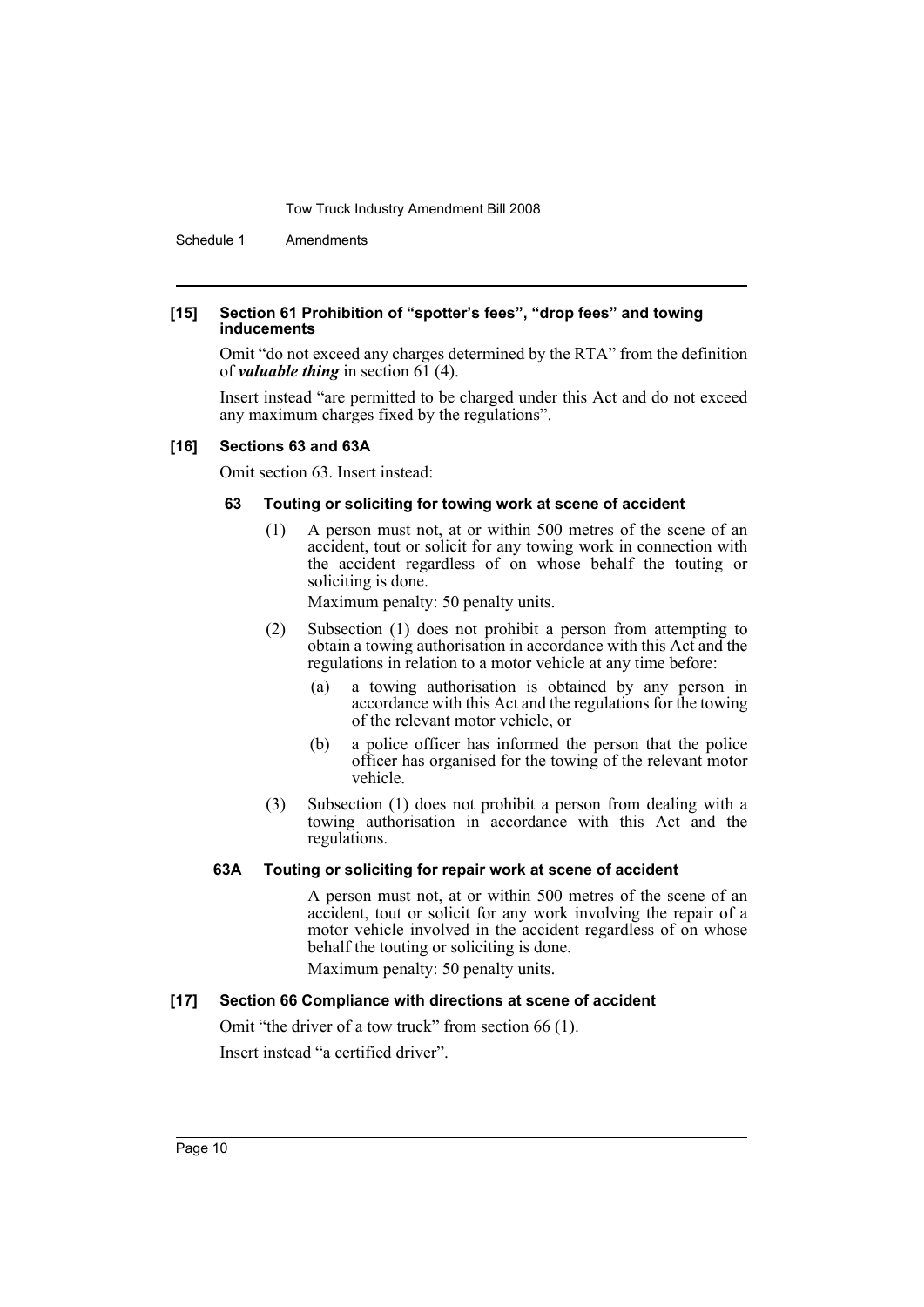### [15] Section 61 Prohibition of "spotter's fees", "drop fees" and towing inducements

Omit "do not exceed any charges determined by the RTA" from the definition of ***valuable thing*** in section 61 (4).

Insert instead "are permitted to be charged under this Act and do not exceed any maximum charges fixed by the regulations".

### [16] Sections 63 and 63A

Omit section 63. Insert instead:

#### 63 Touting or soliciting for towing work at scene of accident

(1) A person must not, at or within 500 metres of the scene of an accident, tout or solicit for any towing work in connection with the accident regardless of on whose behalf the touting or soliciting is done.

Maximum penalty: 50 penalty units.

(2) Subsection (1) does not prohibit a person from attempting to obtain a towing authorisation in accordance with this Act and the regulations in relation to a motor vehicle at any time before:

- (a) a towing authorisation is obtained by any person in accordance with this Act and the regulations for the towing of the relevant motor vehicle, or
- (b) a police officer has informed the person that the police officer has organised for the towing of the relevant motor vehicle.

(3) Subsection (1) does not prohibit a person from dealing with a towing authorisation in accordance with this Act and the regulations.

#### 63A Touting or soliciting for repair work at scene of accident

A person must not, at or within 500 metres of the scene of an accident, tout or solicit for any work involving the repair of a motor vehicle involved in the accident regardless of on whose behalf the touting or soliciting is done.

Maximum penalty: 50 penalty units.

### [17] Section 66 Compliance with directions at scene of accident

Omit "the driver of a tow truck" from section 66 (1).

Insert instead "a certified driver".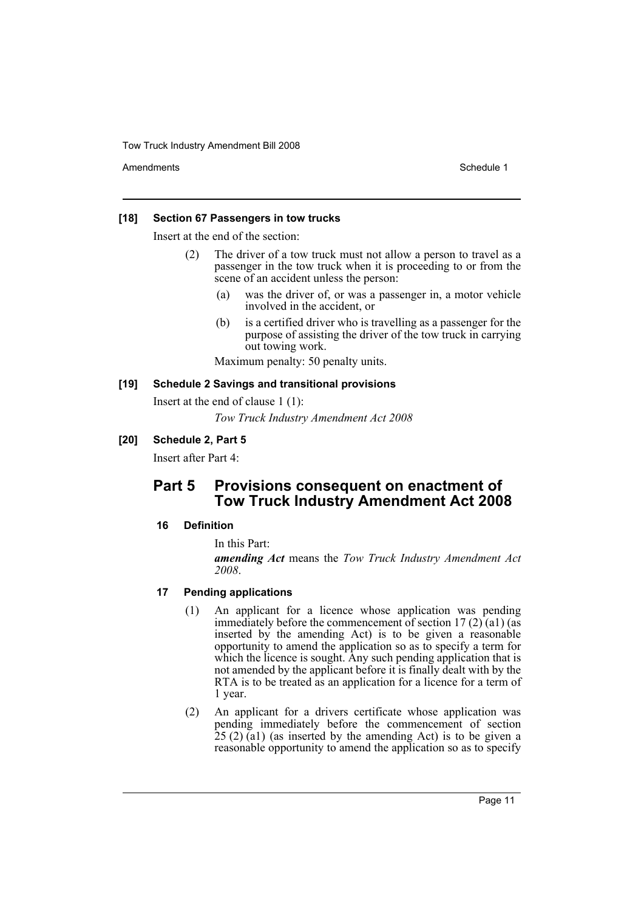**[18] Section 67 Passengers in tows trucks**

Insert at the end of the section:

(2) The driver of a tow truck must not allow a person to travel as a passenger in the tow truck when it is proceeding to or from the scene of an accident unless the person:

(a) was the driver of, or was a passenger in, a motor vehicle involved in the accident, or

(b) is a certified driver who is travelling as a passenger for the purpose of assisting the driver of the tow truck in carrying out towing work.

Maximum penalty: 50 penalty units.

**[19] Schedule 2 Savings and transitional provisions**

Insert at the end of clause 1 (1):

*Tow Truck Industry Amendment Act 2008*

**[20] Schedule 2, Part 5**

Insert after Part 4:

## Part 5 Provisions consequent on enactment of Tow Truck Industry Amendment Act 2008

### 16 Definition

In this Part:

***amending Act*** means the *Tow Truck Industry Amendment Act 2008*.

### 17 Pending applications

(1) An applicant for a licence whose application was pending immediately before the commencement of section 17 (2) (a1) (as inserted by the amending Act) is to be given a reasonable opportunity to amend the application so as to specify a term for which the licence is sought. Any such pending application that is not amended by the applicant before it is finally dealt with by the RTA is to be treated as an application for a licence for a term of 1 year.

(2) An applicant for a drivers certificate whose application was pending immediately before the commencement of section 25 (2) (a1) (as inserted by the amending Act) is to be given a reasonable opportunity to amend the application so as to specify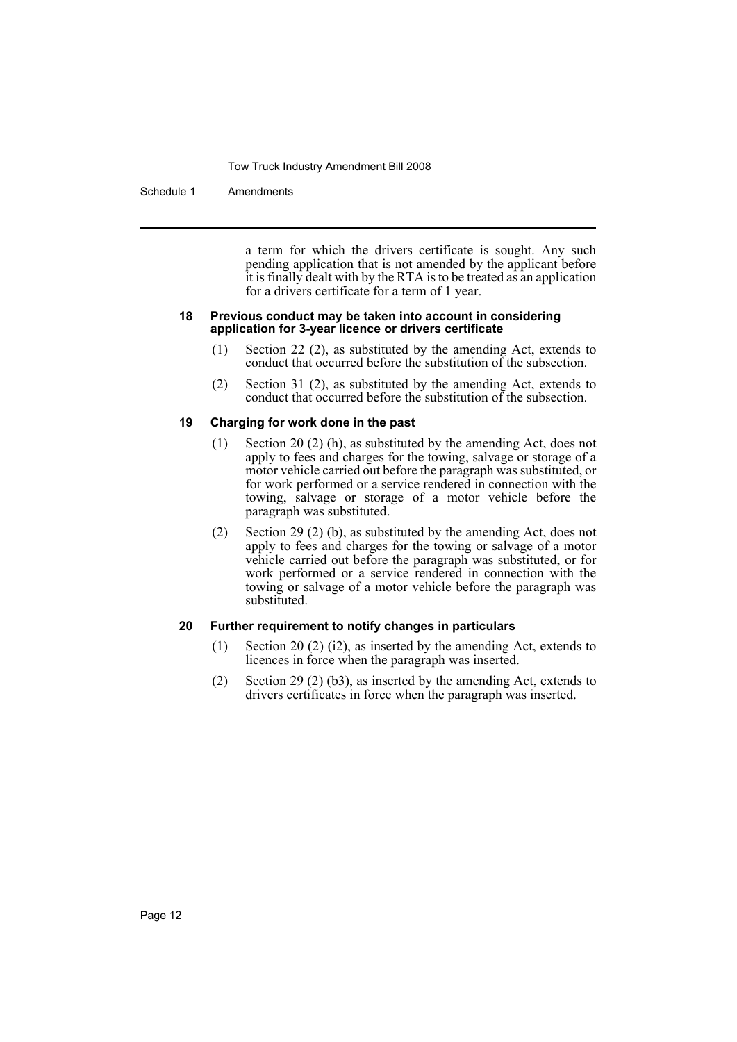a term for which the drivers certificate is sought. Any such pending application that is not amended by the applicant before it is finally dealt with by the RTA is to be treated as an application for a drivers certificate for a term of 1 year.

### 18 Previous conduct may be taken into account in considering application for 3-year licence or drivers certificate

(1) Section 22 (2), as substituted by the amending Act, extends to conduct that occurred before the substitution of the subsection.

(2) Section 31 (2), as substituted by the amending Act, extends to conduct that occurred before the substitution of the subsection.

### 19 Charging for work done in the past

(1) Section 20 (2) (h), as substituted by the amending Act, does not apply to fees and charges for the towing, salvage or storage of a motor vehicle carried out before the paragraph was substituted, or for work performed or a service rendered in connection with the towing, salvage or storage of a motor vehicle before the paragraph was substituted.

(2) Section 29 (2) (b), as substituted by the amending Act, does not apply to fees and charges for the towing or salvage of a motor vehicle carried out before the paragraph was substituted, or for work performed or a service rendered in connection with the towing or salvage of a motor vehicle before the paragraph was substituted.

### 20 Further requirement to notify changes in particulars

(1) Section 20 (2) (i2), as inserted by the amending Act, extends to licences in force when the paragraph was inserted.

(2) Section 29 (2) (b3), as inserted by the amending Act, extends to drivers certificates in force when the paragraph was inserted.